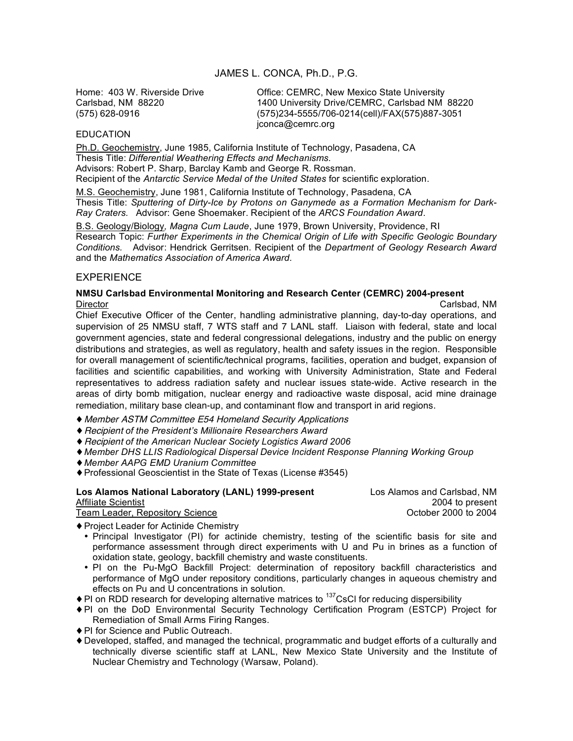# JAMES L. CONCA, Ph.D., P.G.

Home: 403 W. Riverside Drive
Carlsbad, NM 88220
(575) 628-0916

Office: CEMRC, New Mexico State University
1400 University Drive/CEMRC, Carlsbad NM 88220
(575)234-5555/706-0214(cell)/FAX(575)887-3051
jconca@cemrc.org

## EDUCATION

Ph.D. Geochemistry, June 1985, California Institute of Technology, Pasadena, CA
Thesis Title: *Differential Weathering Effects and Mechanisms.*
Advisors: Robert P. Sharp, Barclay Kamb and George R. Rossman.
Recipient of the *Antarctic Service Medal of the United States* for scientific exploration.

M.S. Geochemistry, June 1981, California Institute of Technology, Pasadena, CA
Thesis Title: *Sputtering of Dirty-Ice by Protons on Ganymede as a Formation Mechanism for Dark-Ray Craters.* Advisor: Gene Shoemaker. Recipient of the *ARCS Foundation Award*.

B.S. Geology/Biology*, Magna Cum Laude*, June 1979, Brown University, Providence, RI
Research Topic: *Further Experiments in the Chemical Origin of Life with Specific Geologic Boundary Conditions.* Advisor: Hendrick Gerritsen. Recipient of the *Department of Geology Research Award* and the *Mathematics Association of America Award.*

## EXPERIENCE

**NMSU Carlsbad Environmental Monitoring and Research Center (CEMRC) 2004-present**
Director — Carlsbad, NM

Chief Executive Officer of the Center, handling administrative planning, day-to-day operations, and supervision of 25 NMSU staff, 7 WTS staff and 7 LANL staff. Liaison with federal, state and local government agencies, state and federal congressional delegations, industry and the public on energy distributions and strategies, as well as regulatory, health and safety issues in the region. Responsible for overall management of scientific/technical programs, facilities, operation and budget, expansion of facilities and scientific capabilities, and working with University Administration, State and Federal representatives to address radiation safety and nuclear issues state-wide. Active research in the areas of dirty bomb mitigation, nuclear energy and radioactive waste disposal, acid mine drainage remediation, military base clean-up, and contaminant flow and transport in arid regions.

- *Member ASTM Committee E54 Homeland Security Applications*
- *Recipient of the President's Millionaire Researchers Award*
- *Recipient of the American Nuclear Society Logistics Award 2006*
- *Member DHS LLIS Radiological Dispersal Device Incident Response Planning Working Group*
- *Member AAPG EMD Uranium Committee*
- Professional Geoscientist in the State of Texas (License #3545)

**Los Alamos National Laboratory (LANL) 1999-present** — Los Alamos and Carlsbad, NM
Affiliate Scientist — 2004 to present
Team Leader, Repository Science — October 2000 to 2004

- Project Leader for Actinide Chemistry
  - Principal Investigator (PI) for actinide chemistry, testing of the scientific basis for site and performance assessment through direct experiments with U and Pu in brines as a function of oxidation state, geology, backfill chemistry and waste constituents.
  - PI on the Pu-MgO Backfill Project: determination of repository backfill characteristics and performance of MgO under repository conditions, particularly changes in aqueous chemistry and effects on Pu and U concentrations in solution.
- PI on RDD research for developing alternative matrices to $^{137}$CsCl for reducing dispersibility
- PI on the DoD Environmental Security Technology Certification Program (ESTCP) Project for Remediation of Small Arms Firing Ranges.
- PI for Science and Public Outreach.
- Developed, staffed, and managed the technical, programmatic and budget efforts of a culturally and technically diverse scientific staff at LANL, New Mexico State University and the Institute of Nuclear Chemistry and Technology (Warsaw, Poland).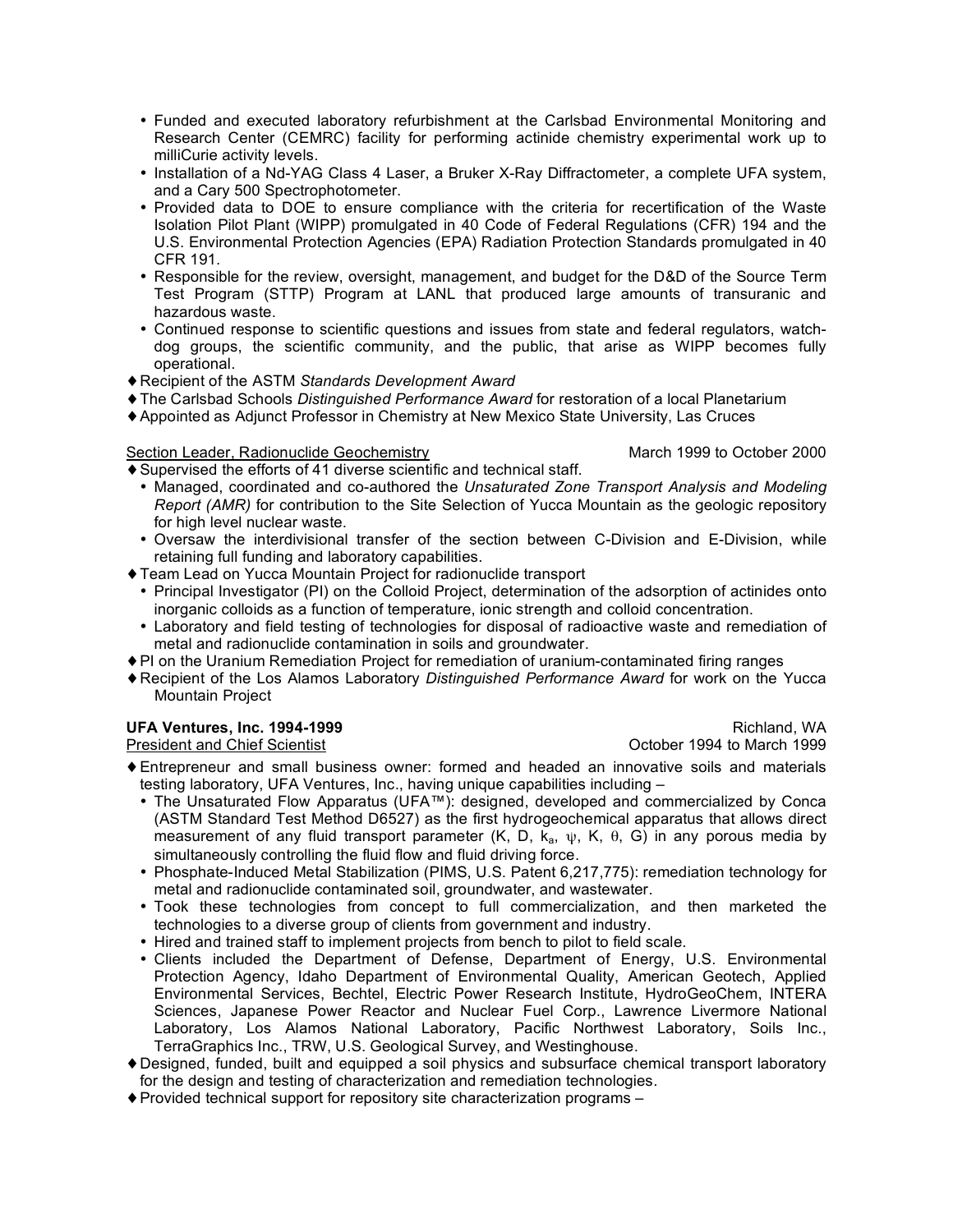- Funded and executed laboratory refurbishment at the Carlsbad Environmental Monitoring and Research Center (CEMRC) facility for performing actinide chemistry experimental work up to milliCurie activity levels.
- Installation of a Nd-YAG Class 4 Laser, a Bruker X-Ray Diffractometer, a complete UFA system, and a Cary 500 Spectrophotometer.
- Provided data to DOE to ensure compliance with the criteria for recertification of the Waste Isolation Pilot Plant (WIPP) promulgated in 40 Code of Federal Regulations (CFR) 194 and the U.S. Environmental Protection Agencies (EPA) Radiation Protection Standards promulgated in 40 CFR 191.
- Responsible for the review, oversight, management, and budget for the D&D of the Source Term Test Program (STTP) Program at LANL that produced large amounts of transuranic and hazardous waste.
- Continued response to scientific questions and issues from state and federal regulators, watch-dog groups, the scientific community, and the public, that arise as WIPP becomes fully operational.

♦ Recipient of the ASTM *Standards Development Award*

♦ The Carlsbad Schools *Distinguished Performance Award* for restoration of a local Planetarium

♦ Appointed as Adjunct Professor in Chemistry at New Mexico State University, Las Cruces

Section Leader, Radionuclide Geochemistry — March 1999 to October 2000

♦ Supervised the efforts of 41 diverse scientific and technical staff.
- Managed, coordinated and co-authored the *Unsaturated Zone Transport Analysis and Modeling Report (AMR)* for contribution to the Site Selection of Yucca Mountain as the geologic repository for high level nuclear waste.
- Oversaw the interdivisional transfer of the section between C-Division and E-Division, while retaining full funding and laboratory capabilities.

♦ Team Lead on Yucca Mountain Project for radionuclide transport
- Principal Investigator (PI) on the Colloid Project, determination of the adsorption of actinides onto inorganic colloids as a function of temperature, ionic strength and colloid concentration.
- Laboratory and field testing of technologies for disposal of radioactive waste and remediation of metal and radionuclide contamination in soils and groundwater.

♦ PI on the Uranium Remediation Project for remediation of uranium-contaminated firing ranges

♦ Recipient of the Los Alamos Laboratory *Distinguished Performance Award* for work on the Yucca Mountain Project

**UFA Ventures, Inc. 1994-1999** — Richland, WA

President and Chief Scientist — October 1994 to March 1999

♦ Entrepreneur and small business owner: formed and headed an innovative soils and materials testing laboratory, UFA Ventures, Inc., having unique capabilities including –
- The Unsaturated Flow Apparatus (UFA™): designed, developed and commercialized by Conca (ASTM Standard Test Method D6527) as the first hydrogeochemical apparatus that allows direct measurement of any fluid transport parameter (K, D, $k_a$, $\psi$, K, $\theta$, G) in any porous media by simultaneously controlling the fluid flow and fluid driving force.
- Phosphate-Induced Metal Stabilization (PIMS, U.S. Patent 6,217,775): remediation technology for metal and radionuclide contaminated soil, groundwater, and wastewater.
- Took these technologies from concept to full commercialization, and then marketed the technologies to a diverse group of clients from government and industry.
- Hired and trained staff to implement projects from bench to pilot to field scale.
- Clients included the Department of Defense, Department of Energy, U.S. Environmental Protection Agency, Idaho Department of Environmental Quality, American Geotech, Applied Environmental Services, Bechtel, Electric Power Research Institute, HydroGeoChem, INTERA Sciences, Japanese Power Reactor and Nuclear Fuel Corp., Lawrence Livermore National Laboratory, Los Alamos National Laboratory, Pacific Northwest Laboratory, Soils Inc., TerraGraphics Inc., TRW, U.S. Geological Survey, and Westinghouse.

♦ Designed, funded, built and equipped a soil physics and subsurface chemical transport laboratory for the design and testing of characterization and remediation technologies.

♦ Provided technical support for repository site characterization programs –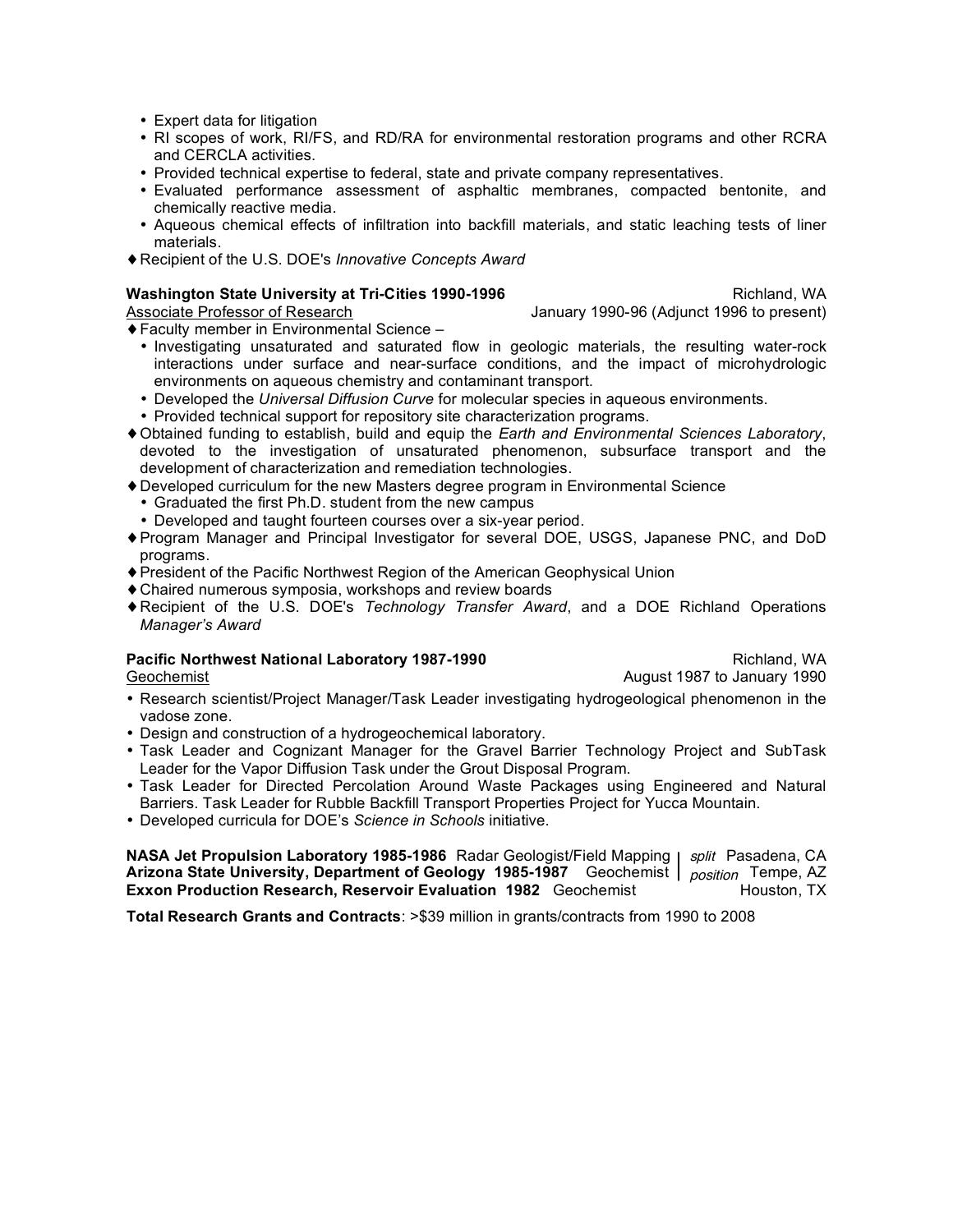- Expert data for litigation
- RI scopes of work, RI/FS, and RD/RA for environmental restoration programs and other RCRA and CERCLA activities.
- Provided technical expertise to federal, state and private company representatives.
- Evaluated performance assessment of asphaltic membranes, compacted bentonite, and chemically reactive media.
- Aqueous chemical effects of infiltration into backfill materials, and static leaching tests of liner materials.

♦ Recipient of the U.S. DOE's *Innovative Concepts Award*

**Washington State University at Tri-Cities 1990-1996** — Richland, WA
Associate Professor of Research — January 1990-96 (Adjunct 1996 to present)

♦ Faculty member in Environmental Science –
- Investigating unsaturated and saturated flow in geologic materials, the resulting water-rock interactions under surface and near-surface conditions, and the impact of microhydrologic environments on aqueous chemistry and contaminant transport.
- Developed the *Universal Diffusion Curve* for molecular species in aqueous environments.
- Provided technical support for repository site characterization programs.

♦ Obtained funding to establish, build and equip the *Earth and Environmental Sciences Laboratory*, devoted to the investigation of unsaturated phenomenon, subsurface transport and the development of characterization and remediation technologies.

♦ Developed curriculum for the new Masters degree program in Environmental Science
- Graduated the first Ph.D. student from the new campus
- Developed and taught fourteen courses over a six-year period.

♦ Program Manager and Principal Investigator for several DOE, USGS, Japanese PNC, and DoD programs.

♦ President of the Pacific Northwest Region of the American Geophysical Union

♦ Chaired numerous symposia, workshops and review boards

♦ Recipient of the U.S. DOE's *Technology Transfer Award*, and a DOE Richland Operations *Manager's Award*

**Pacific Northwest National Laboratory 1987-1990** — Richland, WA
Geochemist — August 1987 to January 1990

- Research scientist/Project Manager/Task Leader investigating hydrogeological phenomenon in the vadose zone.
- Design and construction of a hydrogeochemical laboratory.
- Task Leader and Cognizant Manager for the Gravel Barrier Technology Project and SubTask Leader for the Vapor Diffusion Task under the Grout Disposal Program.
- Task Leader for Directed Percolation Around Waste Packages using Engineered and Natural Barriers. Task Leader for Rubble Backfill Transport Properties Project for Yucca Mountain.
- Developed curricula for DOE's *Science in Schools* initiative.

**NASA Jet Propulsion Laboratory 1985-1986** Radar Geologist/Field Mapping | *split position* | Pasadena, CA
**Arizona State University, Department of Geology 1985-1987** Geochemist | Tempe, AZ
**Exxon Production Research, Reservoir Evaluation 1982** Geochemist — Houston, TX

**Total Research Grants and Contracts**: >$39 million in grants/contracts from 1990 to 2008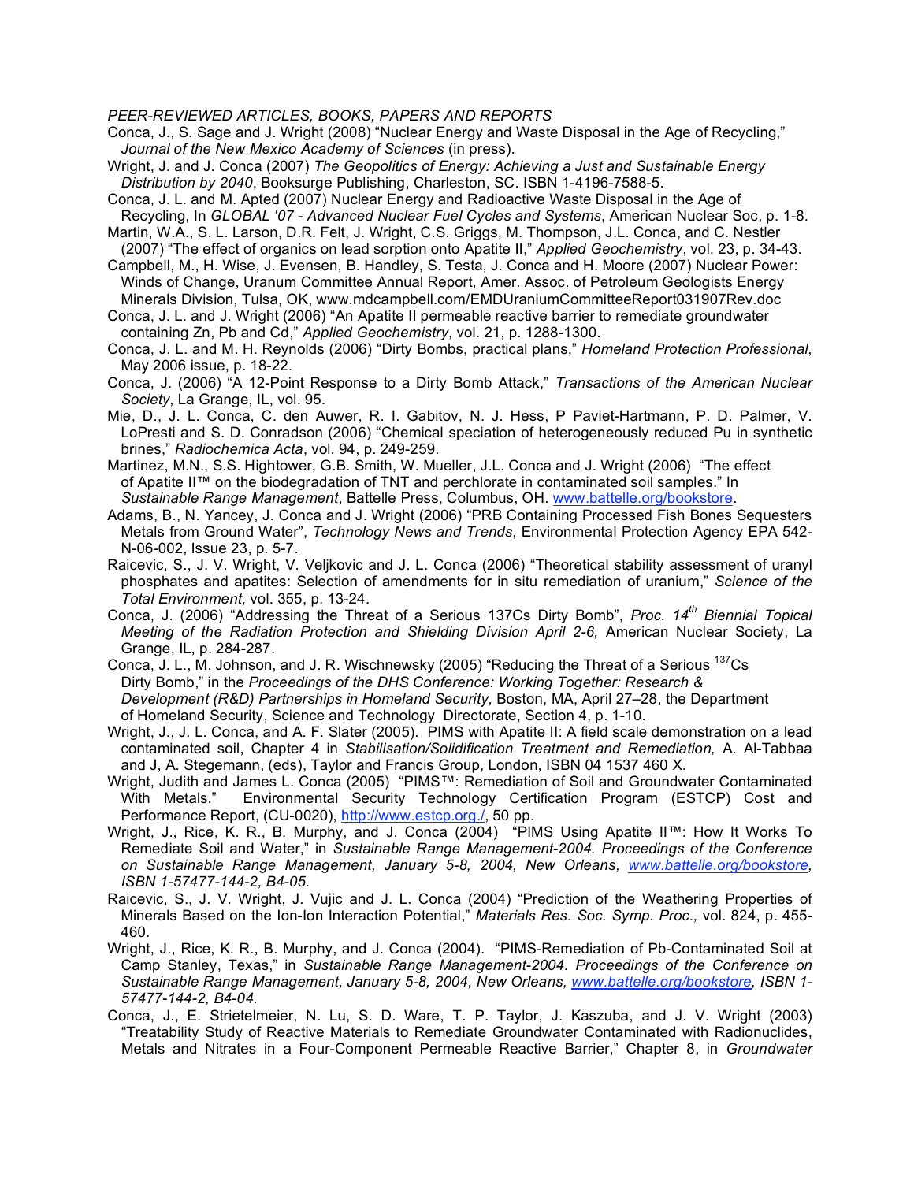*PEER-REVIEWED ARTICLES, BOOKS, PAPERS AND REPORTS*

Conca, J., S. Sage and J. Wright (2008) "Nuclear Energy and Waste Disposal in the Age of Recycling," *Journal of the New Mexico Academy of Sciences* (in press).

Wright, J. and J. Conca (2007) *The Geopolitics of Energy: Achieving a Just and Sustainable Energy Distribution by 2040*, Booksurge Publishing, Charleston, SC. ISBN 1-4196-7588-5.

Conca, J. L. and M. Apted (2007) Nuclear Energy and Radioactive Waste Disposal in the Age of Recycling, In *GLOBAL '07 - Advanced Nuclear Fuel Cycles and Systems*, American Nuclear Soc, p. 1-8.

Martin, W.A., S. L. Larson, D.R. Felt, J. Wright, C.S. Griggs, M. Thompson, J.L. Conca, and C. Nestler (2007) "The effect of organics on lead sorption onto Apatite II," *Applied Geochemistry*, vol. 23, p. 34-43.

Campbell, M., H. Wise, J. Evensen, B. Handley, S. Testa, J. Conca and H. Moore (2007) Nuclear Power: Winds of Change, Uranum Committee Annual Report, Amer. Assoc. of Petroleum Geologists Energy Minerals Division, Tulsa, OK, www.mdcampbell.com/EMDUraniumCommitteeReport031907Rev.doc

Conca, J. L. and J. Wright (2006) "An Apatite II permeable reactive barrier to remediate groundwater containing Zn, Pb and Cd," *Applied Geochemistry*, vol. 21, p. 1288-1300.

Conca, J. L. and M. H. Reynolds (2006) "Dirty Bombs, practical plans," *Homeland Protection Professional*, May 2006 issue, p. 18-22.

Conca, J. (2006) "A 12-Point Response to a Dirty Bomb Attack," *Transactions of the American Nuclear Society*, La Grange, IL, vol. 95.

Mie, D., J. L. Conca, C. den Auwer, R. I. Gabitov, N. J. Hess, P Paviet-Hartmann, P. D. Palmer, V. LoPresti and S. D. Conradson (2006) "Chemical speciation of heterogeneously reduced Pu in synthetic brines," *Radiochemica Acta*, vol. 94, p. 249-259.

Martinez, M.N., S.S. Hightower, G.B. Smith, W. Mueller, J.L. Conca and J. Wright (2006) "The effect of Apatite II™ on the biodegradation of TNT and perchlorate in contaminated soil samples." In *Sustainable Range Management*, Battelle Press, Columbus, OH. www.battelle.org/bookstore.

Adams, B., N. Yancey, J. Conca and J. Wright (2006) "PRB Containing Processed Fish Bones Sequesters Metals from Ground Water", *Technology News and Trends*, Environmental Protection Agency EPA 542-N-06-002, Issue 23, p. 5-7.

Raicevic, S., J. V. Wright, V. Veljkovic and J. L. Conca (2006) "Theoretical stability assessment of uranyl phosphates and apatites: Selection of amendments for in situ remediation of uranium," *Science of the Total Environment,* vol. 355, p. 13-24.

Conca, J. (2006) "Addressing the Threat of a Serious 137Cs Dirty Bomb", *Proc. 14th Biennial Topical Meeting of the Radiation Protection and Shielding Division April 2-6,* American Nuclear Society, La Grange, IL, p. 284-287.

Conca, J. L., M. Johnson, and J. R. Wischnewsky (2005) "Reducing the Threat of a Serious $^{137}$Cs Dirty Bomb," in the *Proceedings of the DHS Conference: Working Together: Research & Development (R&D) Partnerships in Homeland Security,* Boston, MA, April 27–28, the Department of Homeland Security, Science and Technology Directorate, Section 4, p. 1-10.

Wright, J., J. L. Conca, and A. F. Slater (2005). PIMS with Apatite II: A field scale demonstration on a lead contaminated soil, Chapter 4 in *Stabilisation/Solidification Treatment and Remediation,* A. Al-Tabbaa and J, A. Stegemann, (eds), Taylor and Francis Group, London, ISBN 04 1537 460 X.

Wright, Judith and James L. Conca (2005) "PIMS™: Remediation of Soil and Groundwater Contaminated With Metals." Environmental Security Technology Certification Program (ESTCP) Cost and Performance Report, (CU-0020), http://www.estcp.org./, 50 pp.

Wright, J., Rice, K. R., B. Murphy, and J. Conca (2004) "PIMS Using Apatite II™: How It Works To Remediate Soil and Water," in *Sustainable Range Management-2004. Proceedings of the Conference on Sustainable Range Management, January 5-8, 2004, New Orleans, www.battelle.org/bookstore, ISBN 1-57477-144-2, B4-05.*

Raicevic, S., J. V. Wright, J. Vujic and J. L. Conca (2004) "Prediction of the Weathering Properties of Minerals Based on the Ion-Ion Interaction Potential," *Materials Res. Soc. Symp. Proc.,* vol. 824, p. 455-460.

Wright, J., Rice, K. R., B. Murphy, and J. Conca (2004). "PIMS-Remediation of Pb-Contaminated Soil at Camp Stanley, Texas," in *Sustainable Range Management-2004. Proceedings of the Conference on Sustainable Range Management, January 5-8, 2004, New Orleans, www.battelle.org/bookstore, ISBN 1-57477-144-2, B4-04.*

Conca, J., E. Strietelmeier, N. Lu, S. D. Ware, T. P. Taylor, J. Kaszuba, and J. V. Wright (2003) "Treatability Study of Reactive Materials to Remediate Groundwater Contaminated with Radionuclides, Metals and Nitrates in a Four-Component Permeable Reactive Barrier," Chapter 8, in *Groundwater*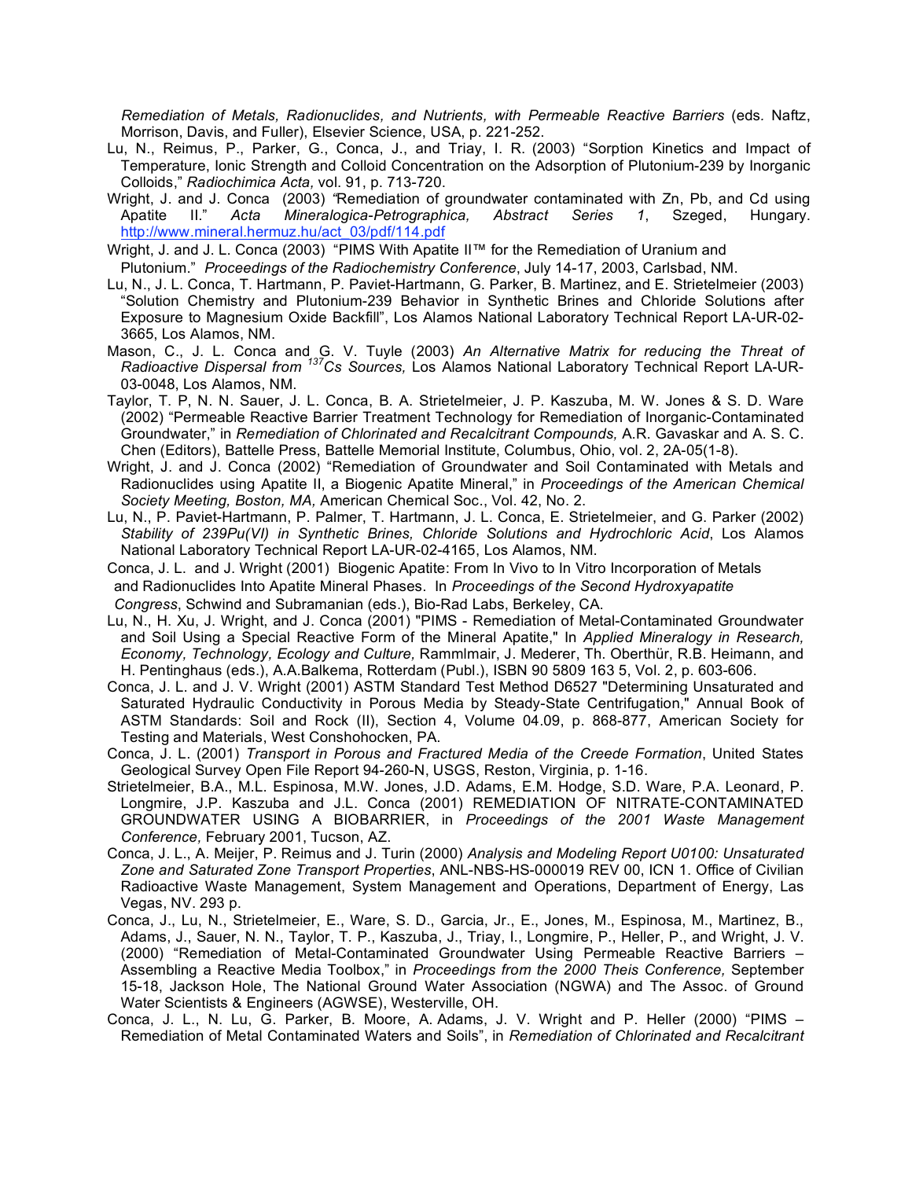*Remediation of Metals, Radionuclides, and Nutrients, with Permeable Reactive Barriers* (eds. Naftz, Morrison, Davis, and Fuller), Elsevier Science, USA, p. 221-252.

Lu, N., Reimus, P., Parker, G., Conca, J., and Triay, I. R. (2003) "Sorption Kinetics and Impact of Temperature, Ionic Strength and Colloid Concentration on the Adsorption of Plutonium-239 by Inorganic Colloids," *Radiochimica Acta,* vol. 91, p. 713-720.

Wright, J. and J. Conca (2003) "Remediation of groundwater contaminated with Zn, Pb, and Cd using Apatite II." *Acta Mineralogica-Petrographica, Abstract Series 1*, Szeged, Hungary. http://www.mineral.hermuz.hu/act_03/pdf/114.pdf

Wright, J. and J. L. Conca (2003) "PIMS With Apatite II™ for the Remediation of Uranium and Plutonium." *Proceedings of the Radiochemistry Conference*, July 14-17, 2003, Carlsbad, NM.

Lu, N., J. L. Conca, T. Hartmann, P. Paviet-Hartmann, G. Parker, B. Martinez, and E. Strietelmeier (2003) "Solution Chemistry and Plutonium-239 Behavior in Synthetic Brines and Chloride Solutions after Exposure to Magnesium Oxide Backfill", Los Alamos National Laboratory Technical Report LA-UR-02-3665, Los Alamos, NM.

Mason, C., J. L. Conca and G. V. Tuyle (2003) *An Alternative Matrix for reducing the Threat of Radioactive Dispersal from $^{137}$Cs Sources,* Los Alamos National Laboratory Technical Report LA-UR-03-0048, Los Alamos, NM.

Taylor, T. P, N. N. Sauer, J. L. Conca, B. A. Strietelmeier, J. P. Kaszuba, M. W. Jones & S. D. Ware (2002) "Permeable Reactive Barrier Treatment Technology for Remediation of Inorganic-Contaminated Groundwater," in *Remediation of Chlorinated and Recalcitrant Compounds,* A.R. Gavaskar and A. S. C. Chen (Editors), Battelle Press, Battelle Memorial Institute, Columbus, Ohio, vol. 2, 2A-05(1-8).

Wright, J. and J. Conca (2002) "Remediation of Groundwater and Soil Contaminated with Metals and Radionuclides using Apatite II, a Biogenic Apatite Mineral," in *Proceedings of the American Chemical Society Meeting, Boston, MA,* American Chemical Soc., Vol. 42, No. 2.

Lu, N., P. Paviet-Hartmann, P. Palmer, T. Hartmann, J. L. Conca, E. Strietelmeier, and G. Parker (2002) *Stability of 239Pu(VI) in Synthetic Brines, Chloride Solutions and Hydrochloric Acid*, Los Alamos National Laboratory Technical Report LA-UR-02-4165, Los Alamos, NM.

Conca, J. L. and J. Wright (2001) Biogenic Apatite: From In Vivo to In Vitro Incorporation of Metals and Radionuclides Into Apatite Mineral Phases. In *Proceedings of the Second Hydroxyapatite Congress*, Schwind and Subramanian (eds.), Bio-Rad Labs, Berkeley, CA.

Lu, N., H. Xu, J. Wright, and J. Conca (2001) "PIMS - Remediation of Metal-Contaminated Groundwater and Soil Using a Special Reactive Form of the Mineral Apatite," In *Applied Mineralogy in Research, Economy, Technology, Ecology and Culture,* Rammlmair, J. Mederer, Th. Oberthür, R.B. Heimann, and H. Pentinghaus (eds.), A.A.Balkema, Rotterdam (Publ.), ISBN 90 5809 163 5, Vol. 2, p. 603-606.

Conca, J. L. and J. V. Wright (2001) ASTM Standard Test Method D6527 "Determining Unsaturated and Saturated Hydraulic Conductivity in Porous Media by Steady-State Centrifugation," Annual Book of ASTM Standards: Soil and Rock (II), Section 4, Volume 04.09, p. 868-877, American Society for Testing and Materials, West Conshohocken, PA.

Conca, J. L. (2001) *Transport in Porous and Fractured Media of the Creede Formation*, United States Geological Survey Open File Report 94-260-N, USGS, Reston, Virginia, p. 1-16.

Strietelmeier, B.A., M.L. Espinosa, M.W. Jones, J.D. Adams, E.M. Hodge, S.D. Ware, P.A. Leonard, P. Longmire, J.P. Kaszuba and J.L. Conca (2001) REMEDIATION OF NITRATE-CONTAMINATED GROUNDWATER USING A BIOBARRIER, in *Proceedings of the 2001 Waste Management Conference,* February 2001, Tucson, AZ.

Conca, J. L., A. Meijer, P. Reimus and J. Turin (2000) *Analysis and Modeling Report U0100: Unsaturated Zone and Saturated Zone Transport Properties*, ANL-NBS-HS-000019 REV 00, ICN 1. Office of Civilian Radioactive Waste Management, System Management and Operations, Department of Energy, Las Vegas, NV. 293 p.

Conca, J., Lu, N., Strietelmeier, E., Ware, S. D., Garcia, Jr., E., Jones, M., Espinosa, M., Martinez, B., Adams, J., Sauer, N. N., Taylor, T. P., Kaszuba, J., Triay, I., Longmire, P., Heller, P., and Wright, J. V. (2000) "Remediation of Metal-Contaminated Groundwater Using Permeable Reactive Barriers – Assembling a Reactive Media Toolbox," in *Proceedings from the 2000 Theis Conference,* September 15-18, Jackson Hole, The National Ground Water Association (NGWA) and The Assoc. of Ground Water Scientists & Engineers (AGWSE), Westerville, OH.

Conca, J. L., N. Lu, G. Parker, B. Moore, A. Adams, J. V. Wright and P. Heller (2000) "PIMS – Remediation of Metal Contaminated Waters and Soils", in *Remediation of Chlorinated and Recalcitrant*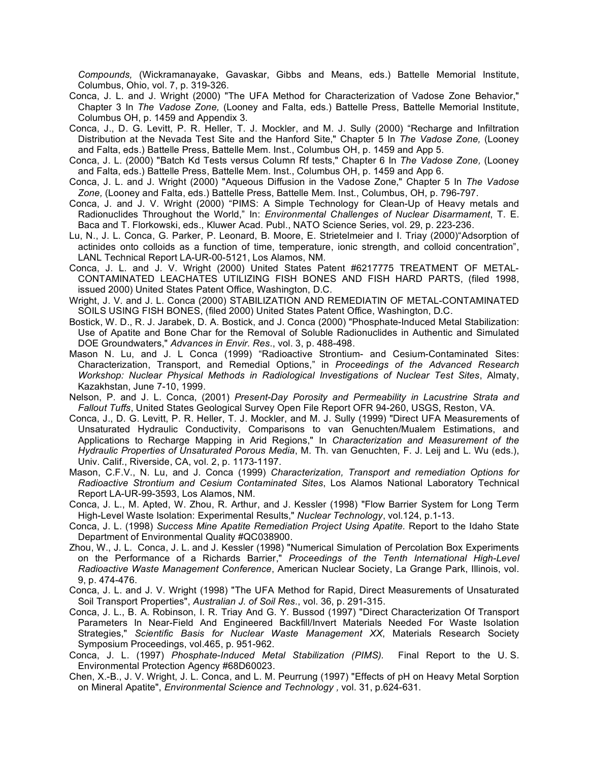*Compounds,* (Wickramanayake, Gavaskar, Gibbs and Means, eds.) Battelle Memorial Institute, Columbus, Ohio, vol. 7, p. 319-326.

Conca, J. L. and J. Wright (2000) "The UFA Method for Characterization of Vadose Zone Behavior," Chapter 3 In *The Vadose Zone,* (Looney and Falta, eds.) Battelle Press, Battelle Memorial Institute, Columbus OH, p. 1459 and Appendix 3.

Conca, J., D. G. Levitt, P. R. Heller, T. J. Mockler, and M. J. Sully (2000) "Recharge and Infiltration Distribution at the Nevada Test Site and the Hanford Site," Chapter 5 In *The Vadose Zone,* (Looney and Falta, eds.) Battelle Press, Battelle Mem. Inst., Columbus OH, p. 1459 and App 5.

Conca, J. L. (2000) "Batch Kd Tests versus Column Rf tests," Chapter 6 In *The Vadose Zone,* (Looney and Falta, eds.) Battelle Press, Battelle Mem. Inst., Columbus OH, p. 1459 and App 6.

Conca, J. L. and J. Wright (2000) "Aqueous Diffusion in the Vadose Zone," Chapter 5 In *The Vadose Zone,* (Looney and Falta, eds.) Battelle Press, Battelle Mem. Inst., Columbus, OH, p. 796-797.

Conca, J. and J. V. Wright (2000) "PIMS: A Simple Technology for Clean-Up of Heavy metals and Radionuclides Throughout the World," In: *Environmental Challenges of Nuclear Disarmament*, T. E. Baca and T. Florkowski, eds., Kluwer Acad. Publ., NATO Science Series, vol. 29, p. 223-236.

Lu, N., J. L. Conca, G. Parker, P. Leonard, B. Moore, E. Strietelmeier and I. Triay (2000)"Adsorption of actinides onto colloids as a function of time, temperature, ionic strength, and colloid concentration", LANL Technical Report LA-UR-00-5121, Los Alamos, NM.

Conca, J. L. and J. V. Wright (2000) United States Patent #6217775 TREATMENT OF METAL-CONTAMINATED LEACHATES UTILIZING FISH BONES AND FISH HARD PARTS, (filed 1998, issued 2000) United States Patent Office, Washington, D.C.

Wright, J. V. and J. L. Conca (2000) STABILIZATION AND REMEDIATIN OF METAL-CONTAMINATED SOILS USING FISH BONES, (filed 2000) United States Patent Office, Washington, D.C.

Bostick, W. D., R. J. Jarabek, D. A. Bostick, and J. Conca (2000) "Phosphate-Induced Metal Stabilization: Use of Apatite and Bone Char for the Removal of Soluble Radionuclides in Authentic and Simulated DOE Groundwaters," *Advances in Envir. Res*., vol. 3, p. 488-498.

Mason N. Lu, and J. L Conca (1999) "Radioactive Strontium- and Cesium-Contaminated Sites: Characterization, Transport, and Remedial Options," in *Proceedings of the Advanced Research Workshop: Nuclear Physical Methods in Radiological Investigations of Nuclear Test Sites*, Almaty, Kazakhstan, June 7-10, 1999.

Nelson, P. and J. L. Conca, (2001) *Present-Day Porosity and Permeability in Lacustrine Strata and Fallout Tuffs*, United States Geological Survey Open File Report OFR 94-260, USGS, Reston, VA.

Conca, J., D. G. Levitt, P. R. Heller, T. J. Mockler, and M. J. Sully (1999) "Direct UFA Measurements of Unsaturated Hydraulic Conductivity, Comparisons to van Genuchten/Mualem Estimations, and Applications to Recharge Mapping in Arid Regions," In *Characterization and Measurement of the Hydraulic Properties of Unsaturated Porous Media*, M. Th. van Genuchten, F. J. Leij and L. Wu (eds.), Univ. Calif., Riverside, CA, vol. 2, p. 1173-1197.

Mason, C.F.V., N. Lu, and J. Conca (1999) *Characterization, Transport and remediation Options for Radioactive Strontium and Cesium Contaminated Sites*, Los Alamos National Laboratory Technical Report LA-UR-99-3593, Los Alamos, NM.

Conca, J. L., M. Apted, W. Zhou, R. Arthur, and J. Kessler (1998) "Flow Barrier System for Long Term High-Level Waste Isolation: Experimental Results," *Nuclear Technology*, vol.124, p.1-13.

Conca, J. L. (1998) *Success Mine Apatite Remediation Project Using Apatite.* Report to the Idaho State Department of Environmental Quality #QC038900.

Zhou, W., J. L. Conca, J. L. and J. Kessler (1998) "Numerical Simulation of Percolation Box Experiments on the Performance of a Richards Barrier," *Proceedings of the Tenth International High-Level Radioactive Waste Management Conference*, American Nuclear Society, La Grange Park, Illinois, vol. 9, p. 474-476.

Conca, J. L. and J. V. Wright (1998) "The UFA Method for Rapid, Direct Measurements of Unsaturated Soil Transport Properties", *Australian J. of Soil Res*., vol. 36, p. 291-315.

Conca, J. L., B. A. Robinson, I. R. Triay And G. Y. Bussod (1997) "Direct Characterization Of Transport Parameters In Near-Field And Engineered Backfill/Invert Materials Needed For Waste Isolation Strategies," *Scientific Basis for Nuclear Waste Management XX*, Materials Research Society Symposium Proceedings, vol.465, p. 951-962.

Conca, J. L. (1997) *Phosphate-Induced Metal Stabilization (PIMS).* Final Report to the U. S. Environmental Protection Agency #68D60023.

Chen, X.-B., J. V. Wright, J. L. Conca, and L. M. Peurrung (1997) "Effects of pH on Heavy Metal Sorption on Mineral Apatite", *Environmental Science and Technology ,* vol. 31, p.624-631.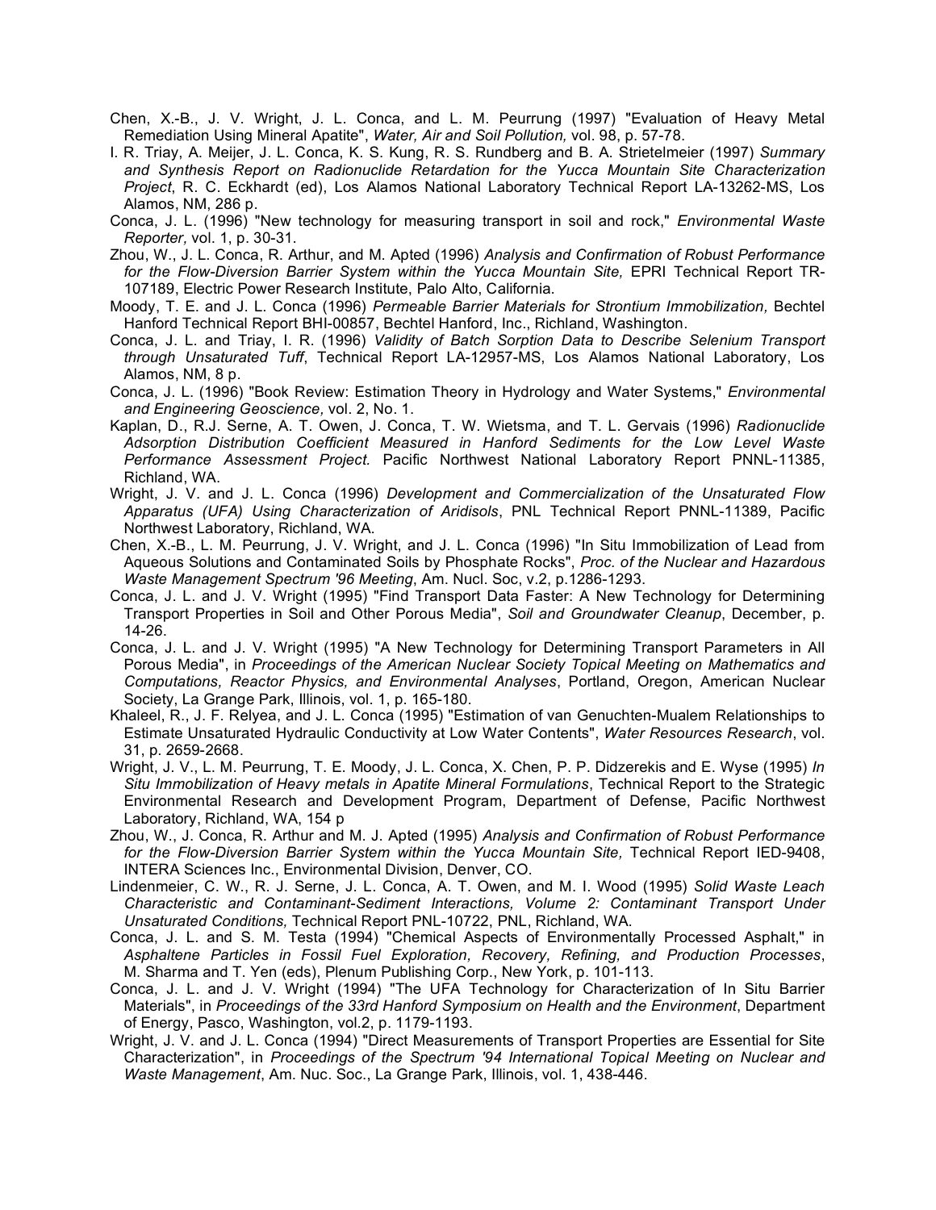Chen, X.-B., J. V. Wright, J. L. Conca, and L. M. Peurrung (1997) "Evaluation of Heavy Metal Remediation Using Mineral Apatite", *Water, Air and Soil Pollution,* vol. 98, p. 57-78.

I. R. Triay, A. Meijer, J. L. Conca, K. S. Kung, R. S. Rundberg and B. A. Strietelmeier (1997) *Summary and Synthesis Report on Radionuclide Retardation for the Yucca Mountain Site Characterization Project*, R. C. Eckhardt (ed), Los Alamos National Laboratory Technical Report LA-13262-MS, Los Alamos, NM, 286 p.

Conca, J. L. (1996) "New technology for measuring transport in soil and rock," *Environmental Waste Reporter,* vol. 1, p. 30-31.

Zhou, W., J. L. Conca, R. Arthur, and M. Apted (1996) *Analysis and Confirmation of Robust Performance for the Flow-Diversion Barrier System within the Yucca Mountain Site,* EPRI Technical Report TR-107189, Electric Power Research Institute, Palo Alto, California.

Moody, T. E. and J. L. Conca (1996) *Permeable Barrier Materials for Strontium Immobilization,* Bechtel Hanford Technical Report BHI-00857, Bechtel Hanford, Inc., Richland, Washington.

Conca, J. L. and Triay, I. R. (1996) *Validity of Batch Sorption Data to Describe Selenium Transport through Unsaturated Tuff*, Technical Report LA-12957-MS, Los Alamos National Laboratory, Los Alamos, NM, 8 p.

Conca, J. L. (1996) "Book Review: Estimation Theory in Hydrology and Water Systems," *Environmental and Engineering Geoscience,* vol. 2, No. 1.

Kaplan, D., R.J. Serne, A. T. Owen, J. Conca, T. W. Wietsma, and T. L. Gervais (1996) *Radionuclide Adsorption Distribution Coefficient Measured in Hanford Sediments for the Low Level Waste Performance Assessment Project.* Pacific Northwest National Laboratory Report PNNL-11385, Richland, WA.

Wright, J. V. and J. L. Conca (1996) *Development and Commercialization of the Unsaturated Flow Apparatus (UFA) Using Characterization of Aridisols*, PNL Technical Report PNNL-11389, Pacific Northwest Laboratory, Richland, WA.

Chen, X.-B., L. M. Peurrung, J. V. Wright, and J. L. Conca (1996) "In Situ Immobilization of Lead from Aqueous Solutions and Contaminated Soils by Phosphate Rocks", *Proc. of the Nuclear and Hazardous Waste Management Spectrum '96 Meeting*, Am. Nucl. Soc, v.2, p.1286-1293.

Conca, J. L. and J. V. Wright (1995) "Find Transport Data Faster: A New Technology for Determining Transport Properties in Soil and Other Porous Media", *Soil and Groundwater Cleanup*, December, p. 14-26.

Conca, J. L. and J. V. Wright (1995) "A New Technology for Determining Transport Parameters in All Porous Media", in *Proceedings of the American Nuclear Society Topical Meeting on Mathematics and Computations, Reactor Physics, and Environmental Analyses*, Portland, Oregon, American Nuclear Society, La Grange Park, Illinois, vol. 1, p. 165-180.

Khaleel, R., J. F. Relyea, and J. L. Conca (1995) "Estimation of van Genuchten-Mualem Relationships to Estimate Unsaturated Hydraulic Conductivity at Low Water Contents", *Water Resources Research*, vol. 31, p. 2659-2668.

Wright, J. V., L. M. Peurrung, T. E. Moody, J. L. Conca, X. Chen, P. P. Didzerekis and E. Wyse (1995) *In Situ Immobilization of Heavy metals in Apatite Mineral Formulations*, Technical Report to the Strategic Environmental Research and Development Program, Department of Defense, Pacific Northwest Laboratory, Richland, WA, 154 p

Zhou, W., J. Conca, R. Arthur and M. J. Apted (1995) *Analysis and Confirmation of Robust Performance for the Flow-Diversion Barrier System within the Yucca Mountain Site,* Technical Report IED-9408, INTERA Sciences Inc., Environmental Division, Denver, CO.

Lindenmeier, C. W., R. J. Serne, J. L. Conca, A. T. Owen, and M. I. Wood (1995) *Solid Waste Leach Characteristic and Contaminant-Sediment Interactions, Volume 2: Contaminant Transport Under Unsaturated Conditions,* Technical Report PNL-10722, PNL, Richland, WA.

Conca, J. L. and S. M. Testa (1994) "Chemical Aspects of Environmentally Processed Asphalt," in *Asphaltene Particles in Fossil Fuel Exploration, Recovery, Refining, and Production Processes*, M. Sharma and T. Yen (eds), Plenum Publishing Corp., New York, p. 101-113.

Conca, J. L. and J. V. Wright (1994) "The UFA Technology for Characterization of In Situ Barrier Materials", in *Proceedings of the 33rd Hanford Symposium on Health and the Environment*, Department of Energy, Pasco, Washington, vol.2, p. 1179-1193.

Wright, J. V. and J. L. Conca (1994) "Direct Measurements of Transport Properties are Essential for Site Characterization", in *Proceedings of the Spectrum '94 International Topical Meeting on Nuclear and Waste Management*, Am. Nuc. Soc., La Grange Park, Illinois, vol. 1, 438-446.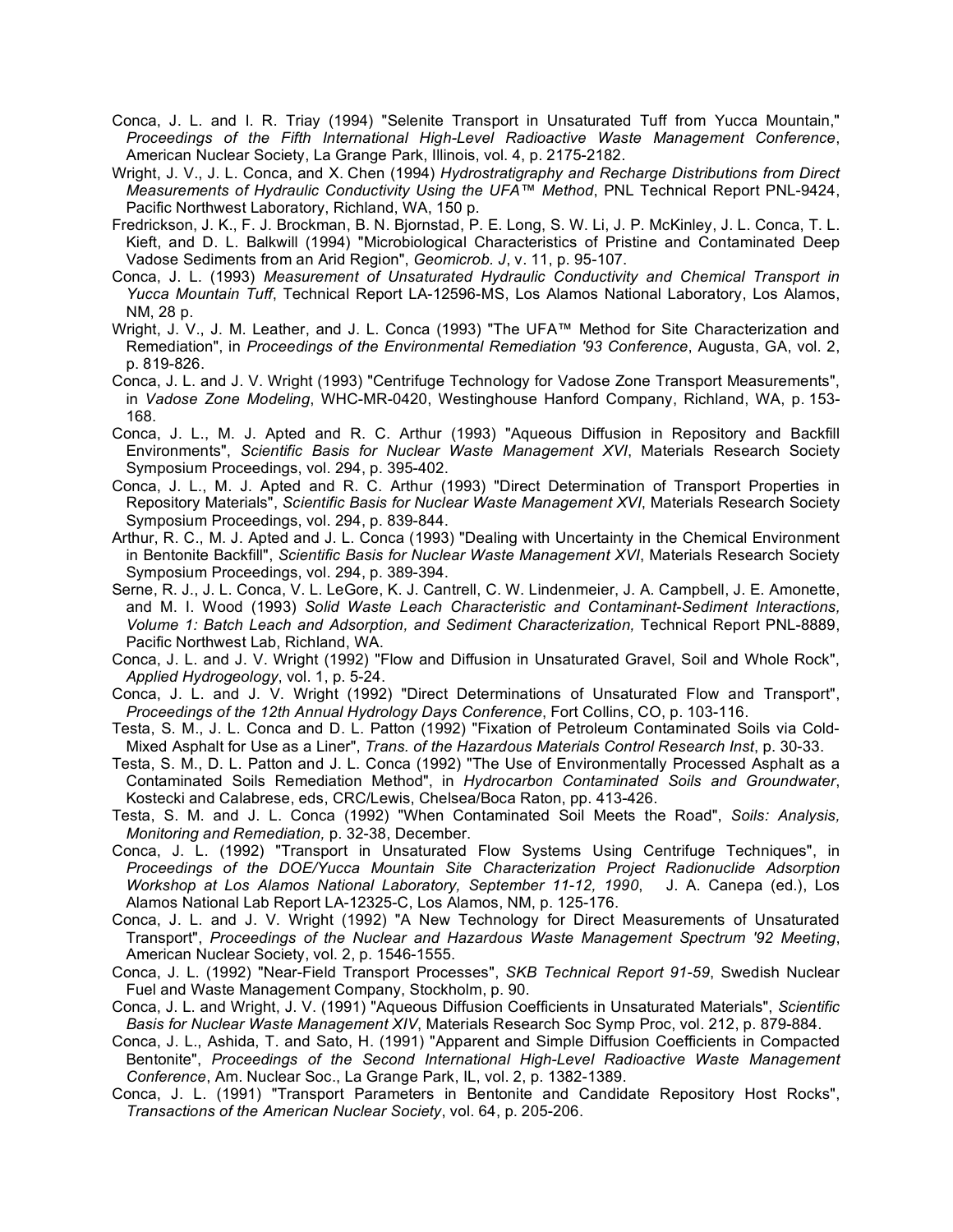Conca, J. L. and I. R. Triay (1994) "Selenite Transport in Unsaturated Tuff from Yucca Mountain," *Proceedings of the Fifth International High-Level Radioactive Waste Management Conference*, American Nuclear Society, La Grange Park, Illinois, vol. 4, p. 2175-2182.

Wright, J. V., J. L. Conca, and X. Chen (1994) *Hydrostratigraphy and Recharge Distributions from Direct Measurements of Hydraulic Conductivity Using the UFA™ Method*, PNL Technical Report PNL-9424, Pacific Northwest Laboratory, Richland, WA, 150 p.

Fredrickson, J. K., F. J. Brockman, B. N. Bjornstad, P. E. Long, S. W. Li, J. P. McKinley, J. L. Conca, T. L. Kieft, and D. L. Balkwill (1994) "Microbiological Characteristics of Pristine and Contaminated Deep Vadose Sediments from an Arid Region", *Geomicrob. J*, v. 11, p. 95-107.

Conca, J. L. (1993) *Measurement of Unsaturated Hydraulic Conductivity and Chemical Transport in Yucca Mountain Tuff*, Technical Report LA-12596-MS, Los Alamos National Laboratory, Los Alamos, NM, 28 p.

Wright, J. V., J. M. Leather, and J. L. Conca (1993) "The UFA™ Method for Site Characterization and Remediation", in *Proceedings of the Environmental Remediation '93 Conference*, Augusta, GA, vol. 2, p. 819-826.

Conca, J. L. and J. V. Wright (1993) "Centrifuge Technology for Vadose Zone Transport Measurements", in *Vadose Zone Modeling*, WHC-MR-0420, Westinghouse Hanford Company, Richland, WA, p. 153-168.

Conca, J. L., M. J. Apted and R. C. Arthur (1993) "Aqueous Diffusion in Repository and Backfill Environments", *Scientific Basis for Nuclear Waste Management XVI*, Materials Research Society Symposium Proceedings, vol. 294, p. 395-402.

Conca, J. L., M. J. Apted and R. C. Arthur (1993) "Direct Determination of Transport Properties in Repository Materials", *Scientific Basis for Nuclear Waste Management XVI*, Materials Research Society Symposium Proceedings, vol. 294, p. 839-844.

Arthur, R. C., M. J. Apted and J. L. Conca (1993) "Dealing with Uncertainty in the Chemical Environment in Bentonite Backfill", *Scientific Basis for Nuclear Waste Management XVI*, Materials Research Society Symposium Proceedings, vol. 294, p. 389-394.

Serne, R. J., J. L. Conca, V. L. LeGore, K. J. Cantrell, C. W. Lindenmeier, J. A. Campbell, J. E. Amonette, and M. I. Wood (1993) *Solid Waste Leach Characteristic and Contaminant-Sediment Interactions, Volume 1: Batch Leach and Adsorption, and Sediment Characterization,* Technical Report PNL-8889, Pacific Northwest Lab, Richland, WA.

Conca, J. L. and J. V. Wright (1992) "Flow and Diffusion in Unsaturated Gravel, Soil and Whole Rock", *Applied Hydrogeology*, vol. 1, p. 5-24.

Conca, J. L. and J. V. Wright (1992) "Direct Determinations of Unsaturated Flow and Transport", *Proceedings of the 12th Annual Hydrology Days Conference*, Fort Collins, CO, p. 103-116.

Testa, S. M., J. L. Conca and D. L. Patton (1992) "Fixation of Petroleum Contaminated Soils via Cold-Mixed Asphalt for Use as a Liner", *Trans. of the Hazardous Materials Control Research Inst*, p. 30-33.

Testa, S. M., D. L. Patton and J. L. Conca (1992) "The Use of Environmentally Processed Asphalt as a Contaminated Soils Remediation Method", in *Hydrocarbon Contaminated Soils and Groundwater*, Kostecki and Calabrese, eds, CRC/Lewis, Chelsea/Boca Raton, pp. 413-426.

Testa, S. M. and J. L. Conca (1992) "When Contaminated Soil Meets the Road", *Soils: Analysis, Monitoring and Remediation,* p. 32-38, December.

Conca, J. L. (1992) "Transport in Unsaturated Flow Systems Using Centrifuge Techniques", in *Proceedings of the DOE/Yucca Mountain Site Characterization Project Radionuclide Adsorption Workshop at Los Alamos National Laboratory, September 11-12, 1990*, J. A. Canepa (ed.), Los Alamos National Lab Report LA-12325-C, Los Alamos, NM, p. 125-176.

Conca, J. L. and J. V. Wright (1992) "A New Technology for Direct Measurements of Unsaturated Transport", *Proceedings of the Nuclear and Hazardous Waste Management Spectrum '92 Meeting*, American Nuclear Society, vol. 2, p. 1546-1555.

Conca, J. L. (1992) "Near-Field Transport Processes", *SKB Technical Report 91-59*, Swedish Nuclear Fuel and Waste Management Company, Stockholm, p. 90.

Conca, J. L. and Wright, J. V. (1991) "Aqueous Diffusion Coefficients in Unsaturated Materials", *Scientific Basis for Nuclear Waste Management XIV*, Materials Research Soc Symp Proc, vol. 212, p. 879-884.

Conca, J. L., Ashida, T. and Sato, H. (1991) "Apparent and Simple Diffusion Coefficients in Compacted Bentonite", *Proceedings of the Second International High-Level Radioactive Waste Management Conference*, Am. Nuclear Soc., La Grange Park, IL, vol. 2, p. 1382-1389.

Conca, J. L. (1991) "Transport Parameters in Bentonite and Candidate Repository Host Rocks", *Transactions of the American Nuclear Society*, vol. 64, p. 205-206.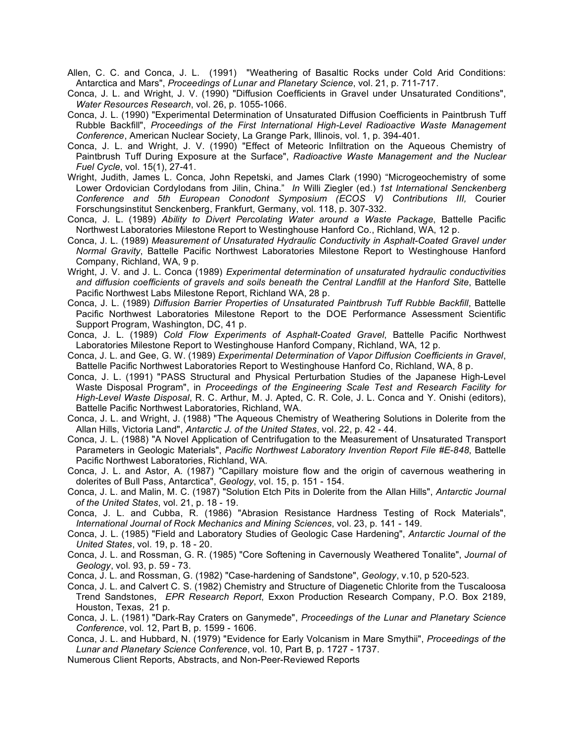Allen, C. C. and Conca, J. L. (1991) "Weathering of Basaltic Rocks under Cold Arid Conditions: Antarctica and Mars", *Proceedings of Lunar and Planetary Science*, vol. 21, p. 711-717.

Conca, J. L. and Wright, J. V. (1990) "Diffusion Coefficients in Gravel under Unsaturated Conditions", *Water Resources Research*, vol. 26, p. 1055-1066.

Conca, J. L. (1990) "Experimental Determination of Unsaturated Diffusion Coefficients in Paintbrush Tuff Rubble Backfill", *Proceedings of the First International High-Level Radioactive Waste Management Conference*, American Nuclear Society, La Grange Park, Illinois, vol. 1, p. 394-401.

Conca, J. L. and Wright, J. V. (1990) "Effect of Meteoric Infiltration on the Aqueous Chemistry of Paintbrush Tuff During Exposure at the Surface", *Radioactive Waste Management and the Nuclear Fuel Cycle*, vol. 15(1), 27-41.

Wright, Judith, James L. Conca, John Repetski, and James Clark (1990) "Microgeochemistry of some Lower Ordovician Cordylodans from Jilin, China." *In* Willi Ziegler (ed.) *1st International Senckenberg Conference and 5th European Conodont Symposium (ECOS V) Contributions III,* Courier Forschungsinstitut Senckenberg, Frankfurt, Germany, vol. 118, p. 307-332.

Conca, J. L. (1989) *Ability to Divert Percolating Water around a Waste Package*, Battelle Pacific Northwest Laboratories Milestone Report to Westinghouse Hanford Co., Richland, WA, 12 p.

Conca, J. L. (1989) *Measurement of Unsaturated Hydraulic Conductivity in Asphalt-Coated Gravel under Normal Gravity*, Battelle Pacific Northwest Laboratories Milestone Report to Westinghouse Hanford Company, Richland, WA, 9 p.

Wright, J. V. and J. L. Conca (1989) *Experimental determination of unsaturated hydraulic conductivities and diffusion coefficients of gravels and soils beneath the Central Landfill at the Hanford Site*, Battelle Pacific Northwest Labs Milestone Report, Richland WA, 28 p.

Conca, J. L. (1989) *Diffusion Barrier Properties of Unsaturated Paintbrush Tuff Rubble Backfill*, Battelle Pacific Northwest Laboratories Milestone Report to the DOE Performance Assessment Scientific Support Program, Washington, DC, 41 p.

Conca, J. L. (1989) *Cold Flow Experiments of Asphalt-Coated Gravel*, Battelle Pacific Northwest Laboratories Milestone Report to Westinghouse Hanford Company, Richland, WA, 12 p.

Conca, J. L. and Gee, G. W. (1989) *Experimental Determination of Vapor Diffusion Coefficients in Gravel*, Battelle Pacific Northwest Laboratories Report to Westinghouse Hanford Co, Richland, WA, 8 p.

Conca, J. L. (1991) "PASS Structural and Physical Perturbation Studies of the Japanese High-Level Waste Disposal Program", in *Proceedings of the Engineering Scale Test and Research Facility for High-Level Waste Disposal*, R. C. Arthur, M. J. Apted, C. R. Cole, J. L. Conca and Y. Onishi (editors), Battelle Pacific Northwest Laboratories, Richland, WA.

Conca, J. L. and Wright, J. (1988) "The Aqueous Chemistry of Weathering Solutions in Dolerite from the Allan Hills, Victoria Land", *Antarctic J. of the United States*, vol. 22, p. 42 - 44.

Conca, J. L. (1988) "A Novel Application of Centrifugation to the Measurement of Unsaturated Transport Parameters in Geologic Materials", *Pacific Northwest Laboratory Invention Report File #E-848*, Battelle Pacific Northwest Laboratories, Richland, WA.

Conca, J. L. and Astor, A. (1987) "Capillary moisture flow and the origin of cavernous weathering in dolerites of Bull Pass, Antarctica", *Geology*, vol. 15, p. 151 - 154.

Conca, J. L. and Malin, M. C. (1987) "Solution Etch Pits in Dolerite from the Allan Hills", *Antarctic Journal of the United States*, vol. 21, p. 18 - 19.

Conca, J. L. and Cubba, R. (1986) "Abrasion Resistance Hardness Testing of Rock Materials", *International Journal of Rock Mechanics and Mining Sciences*, vol. 23, p. 141 - 149.

Conca, J. L. (1985) "Field and Laboratory Studies of Geologic Case Hardening", *Antarctic Journal of the United States*, vol. 19, p. 18 - 20.

Conca, J. L. and Rossman, G. R. (1985) "Core Softening in Cavernously Weathered Tonalite", *Journal of Geology*, vol. 93, p. 59 - 73.

Conca, J. L. and Rossman, G. (1982) "Case-hardening of Sandstone", *Geology*, v.10, p 520-523.

Conca, J. L. and Calvert C. S. (1982) Chemistry and Structure of Diagenetic Chlorite from the Tuscaloosa Trend Sandstones, *EPR Research Report*, Exxon Production Research Company, P.O. Box 2189, Houston, Texas, 21 p.

Conca, J. L. (1981) "Dark-Ray Craters on Ganymede", *Proceedings of the Lunar and Planetary Science Conference*, vol. 12, Part B, p. 1599 - 1606.

Conca, J. L. and Hubbard, N. (1979) "Evidence for Early Volcanism in Mare Smythii", *Proceedings of the Lunar and Planetary Science Conference*, vol. 10, Part B, p. 1727 - 1737.

Numerous Client Reports, Abstracts, and Non-Peer-Reviewed Reports